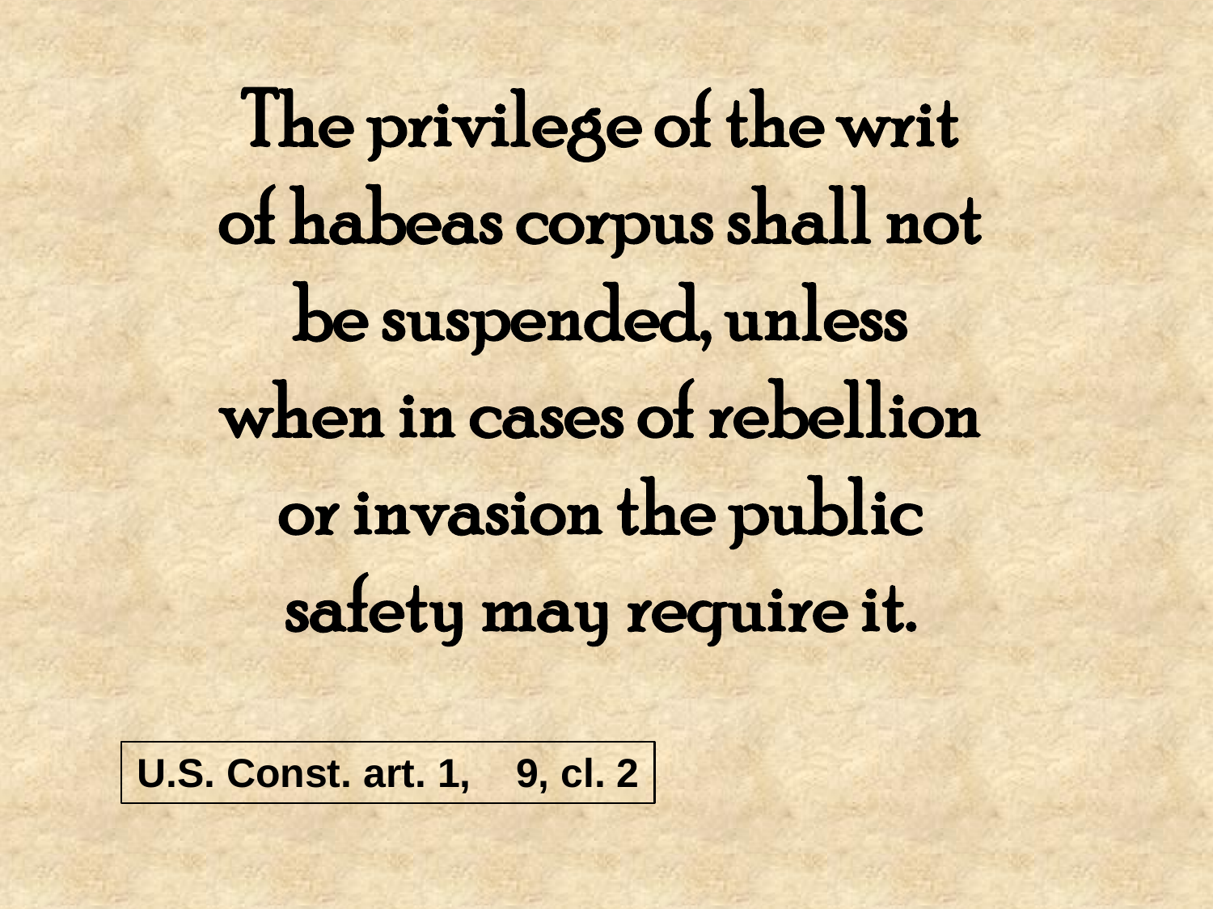The privilege of the writ of habeas corpus shall not be suspended, unless when in cases of rebellion or invasion the public safety may require it.

**U.S. Const. art. 1, 9, cl. 2**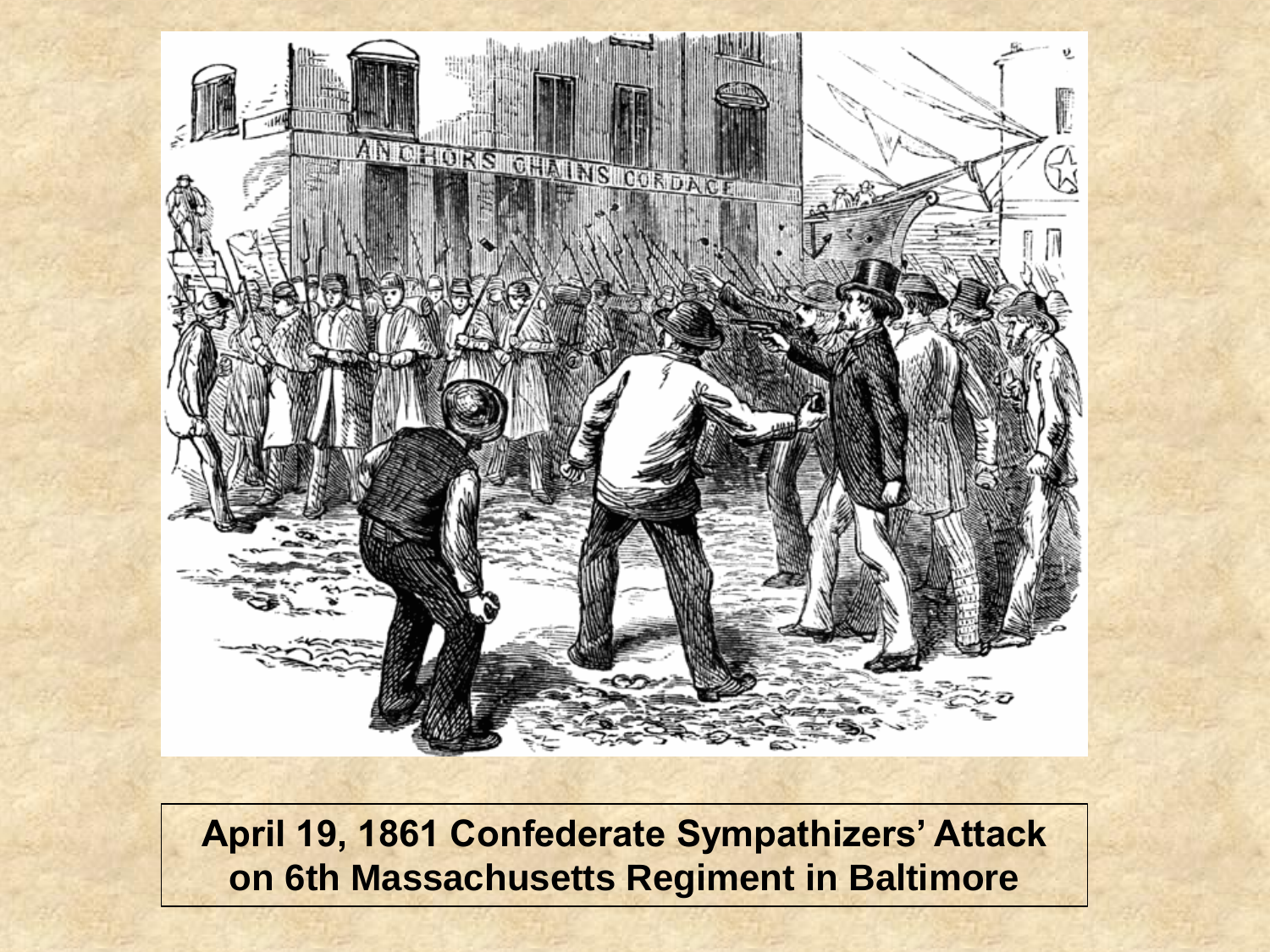April 19, 1861 Confederate Sympathizers' Attack on 6th Massachusetts Regiment in Baltimore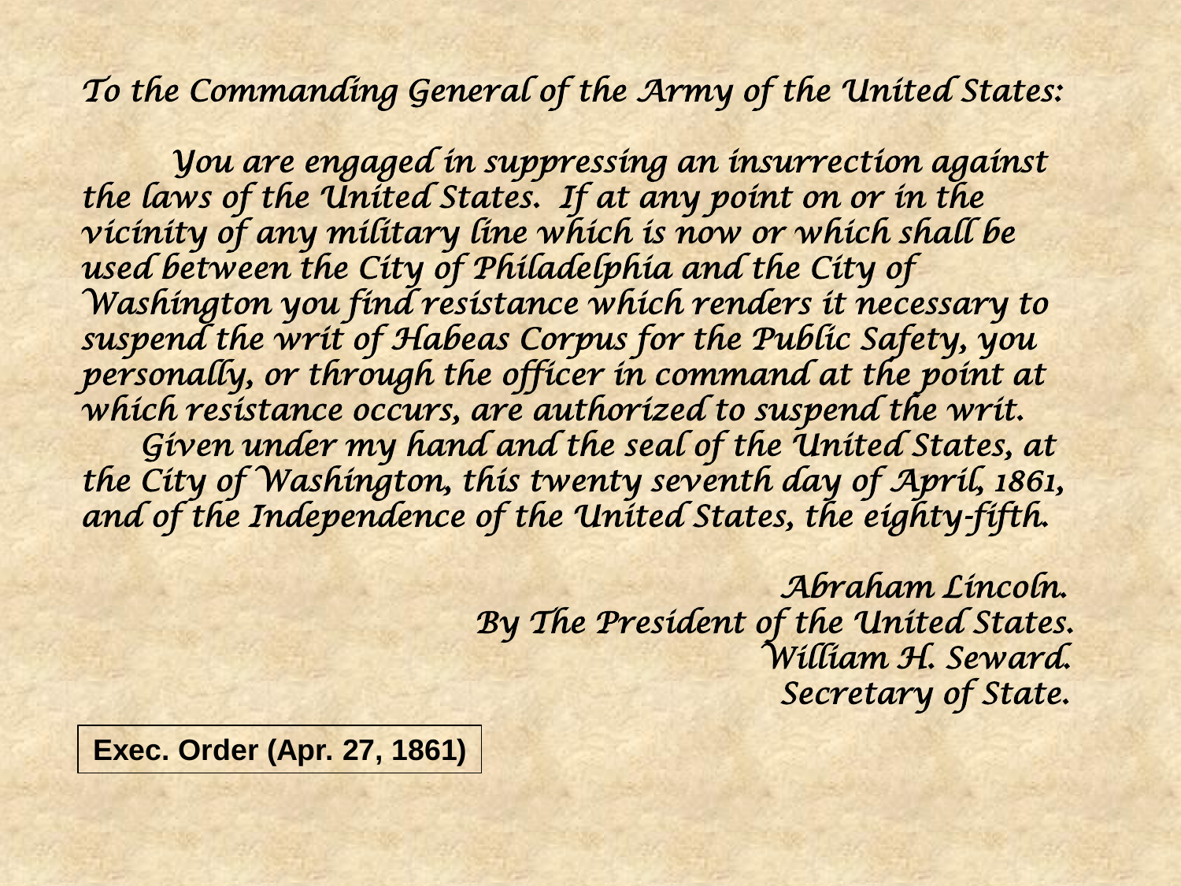*To the Commanding General of the Army of the United States:*

*You are engaged in suppressing an insurrection against the laws of the United States. If at any point on or in the vicinity of any military line which is now or which shall be used between the City of Philadelphia and the City of Washington you find resistance which renders it necessary to suspend the writ of Habeas Corpus for the Public Safety, you personally, or through the officer in command at the point at which resistance occurs, are authorized to suspend the writ.*

*Given under my hand and the seal of the United States, at the City of Washington, this twenty seventh day of April, 1861, and of the Independence of the United States, the eighty-fifth.*

*Abraham Lincoln.*
*By The President of the United States.*
*William H. Seward.*
*Secretary of State.*

**Exec. Order (Apr. 27, 1861)**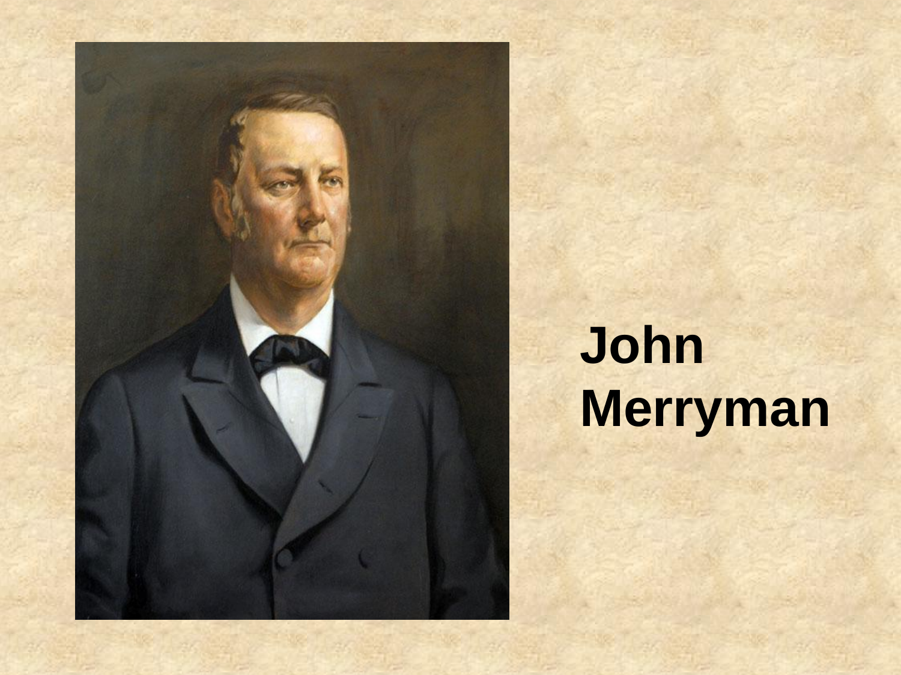John Merryman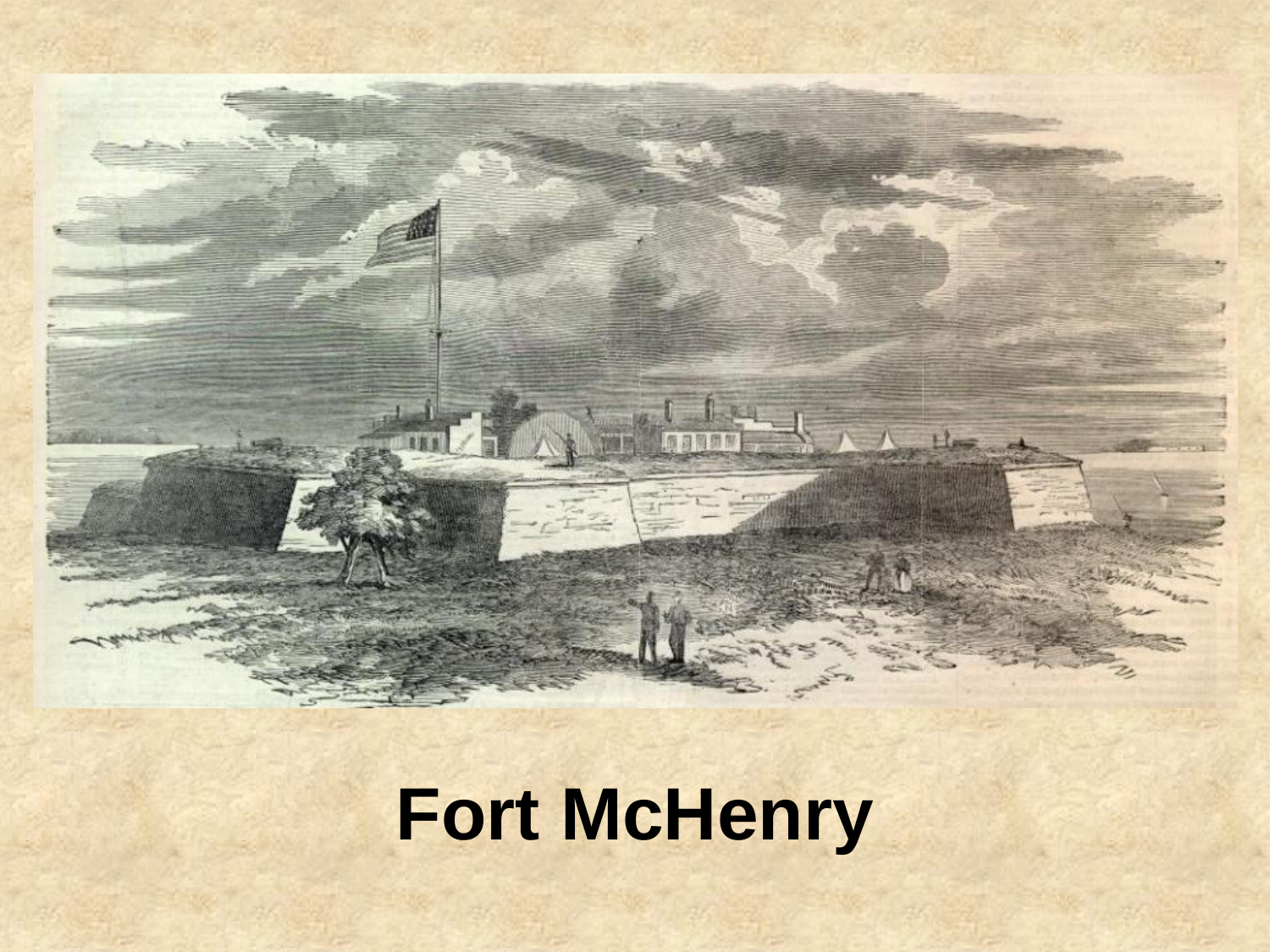# Fort McHenry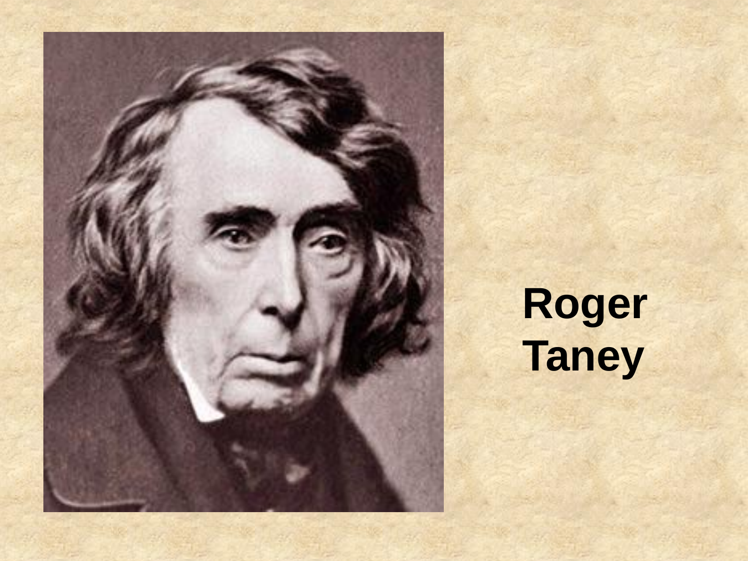**Roger Taney**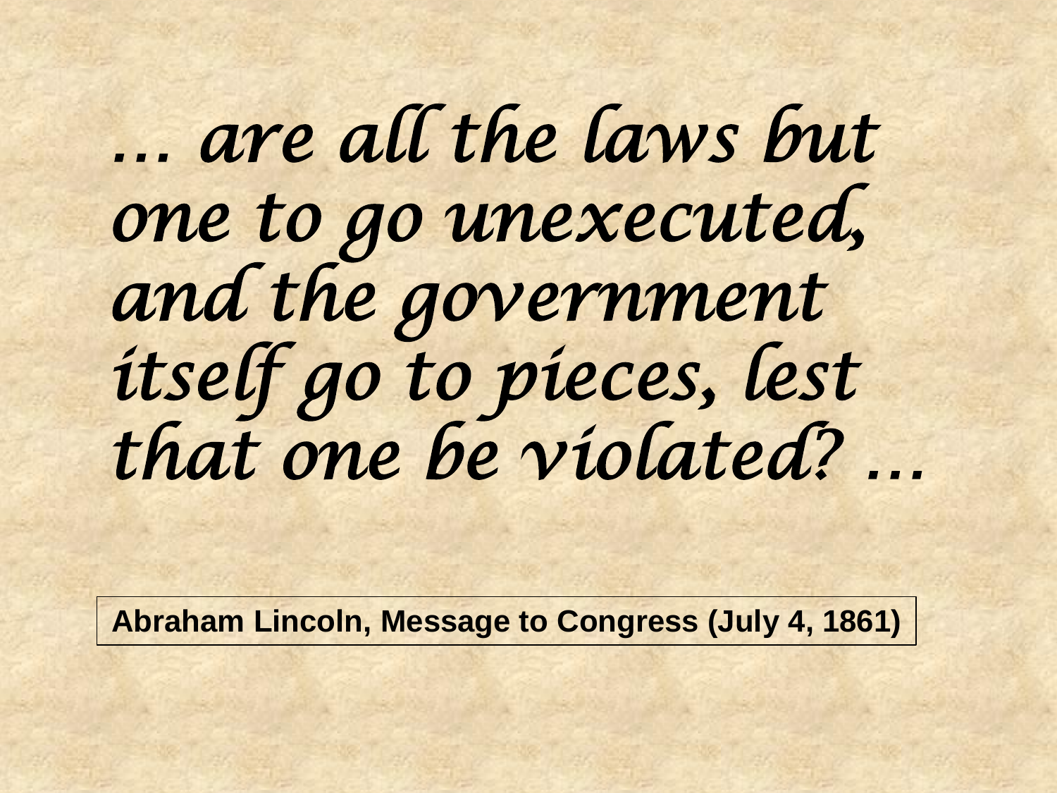*… are all the laws but one to go unexecuted, and the government itself go to pieces, lest that one be violated? …*

**Abraham Lincoln, Message to Congress (July 4, 1861)**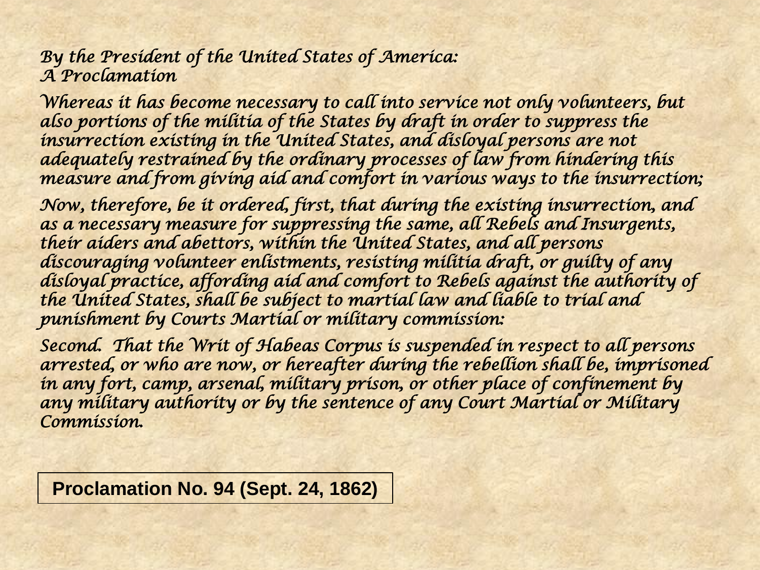*By the President of the United States of America:*
*A Proclamation*

*Whereas it has become necessary to call into service not only volunteers, but also portions of the militia of the States by draft in order to suppress the insurrection existing in the United States, and disloyal persons are not adequately restrained by the ordinary processes of law from hindering this measure and from giving aid and comfort in various ways to the insurrection;*

*Now, therefore, be it ordered, first, that during the existing insurrection, and as a necessary measure for suppressing the same, all Rebels and Insurgents, their aiders and abettors, within the United States, and all persons discouraging volunteer enlistments, resisting militia draft, or guilty of any disloyal practice, affording aid and comfort to Rebels against the authority of the United States, shall be subject to martial law and liable to trial and punishment by Courts Martial or military commission:*

*Second. That the Writ of Habeas Corpus is suspended in respect to all persons arrested, or who are now, or hereafter during the rebellion shall be, imprisoned in any fort, camp, arsenal, military prison, or other place of confinement by any military authority or by the sentence of any Court Martial or Military Commission.*

**Proclamation No. 94 (Sept. 24, 1862)**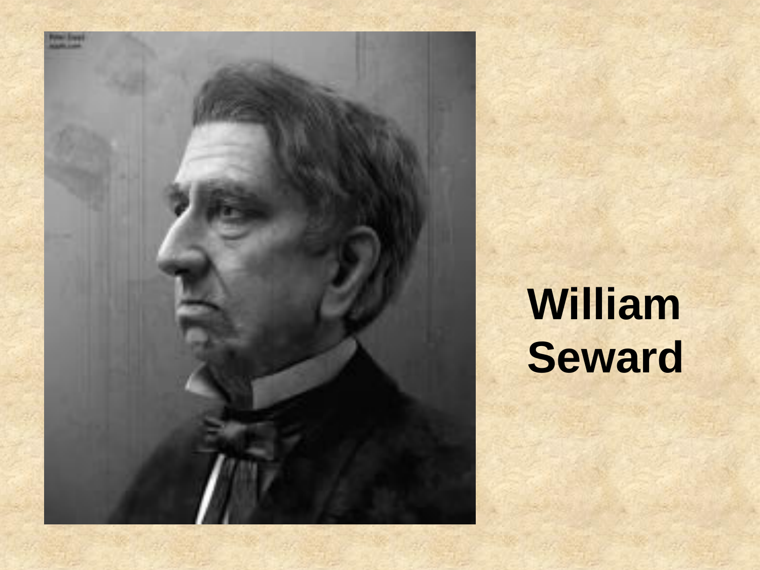**William Seward**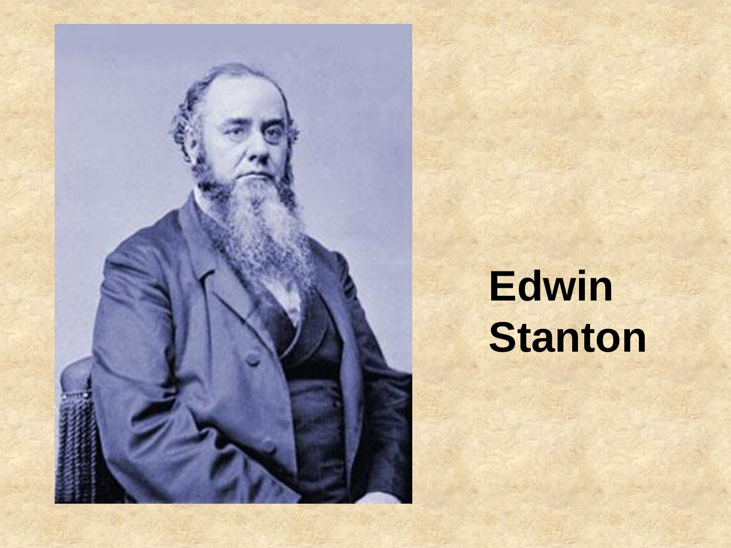**Edwin Stanton**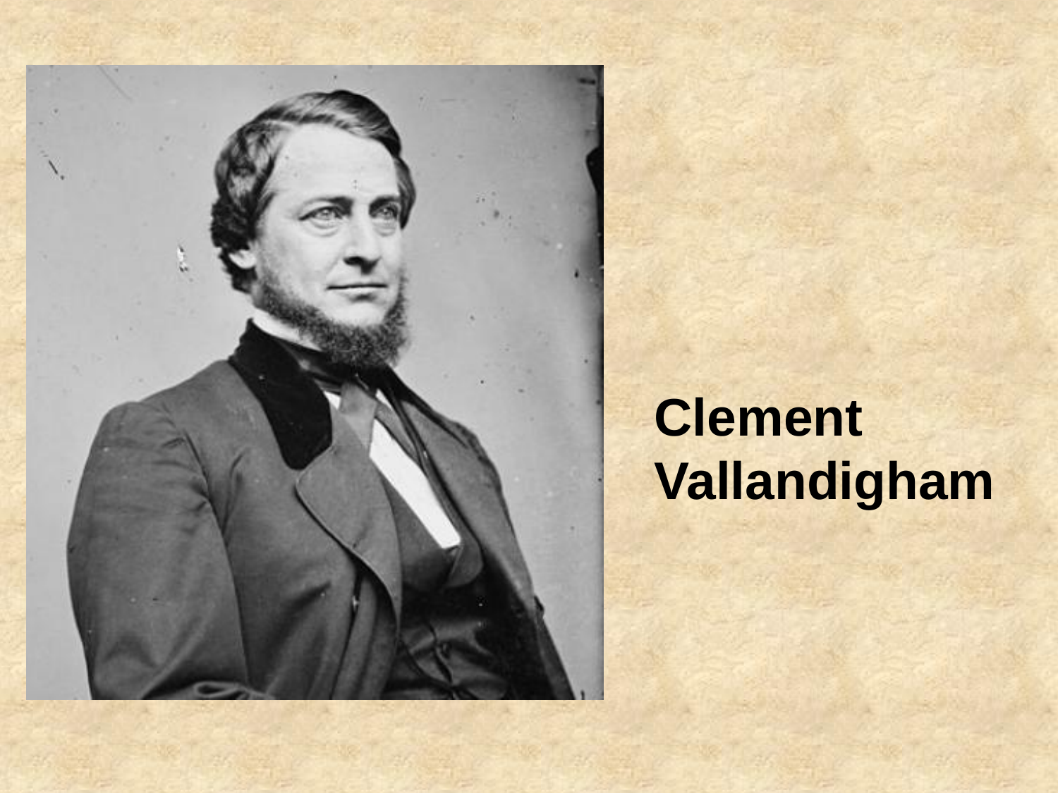**Clement Vallandigham**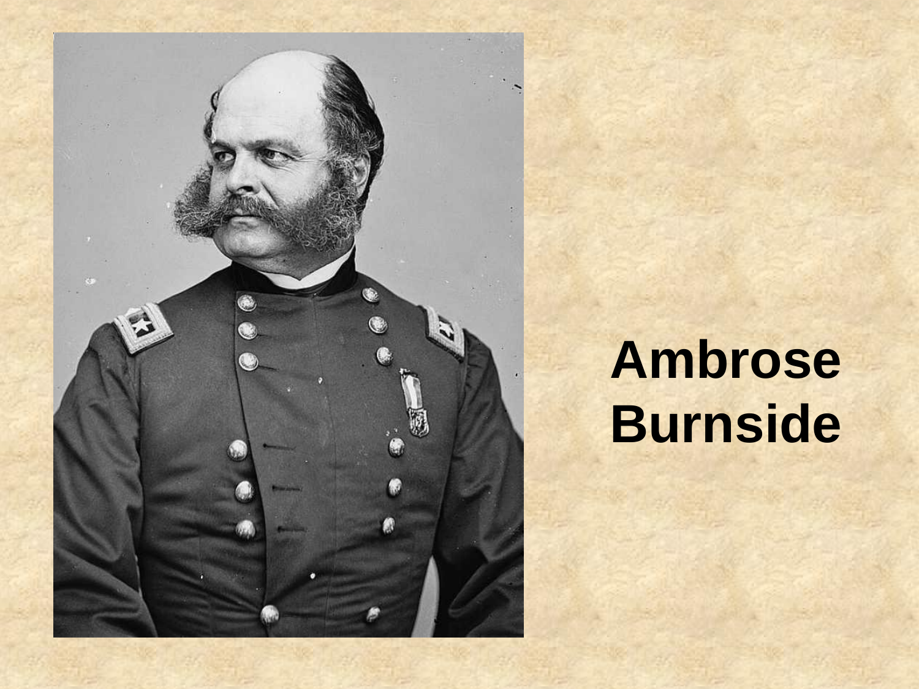**Ambrose Burnside**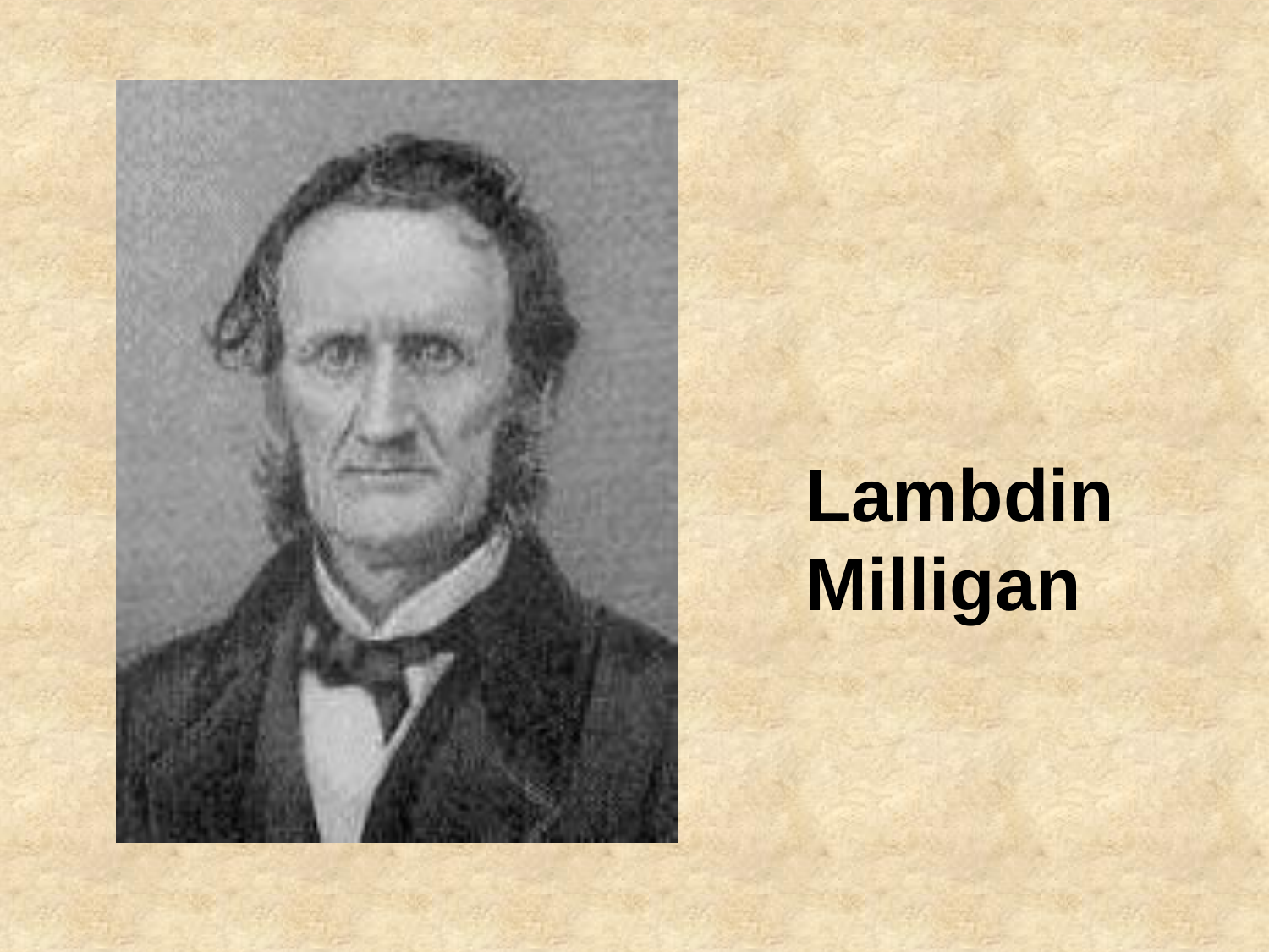**Lambdin Milligan**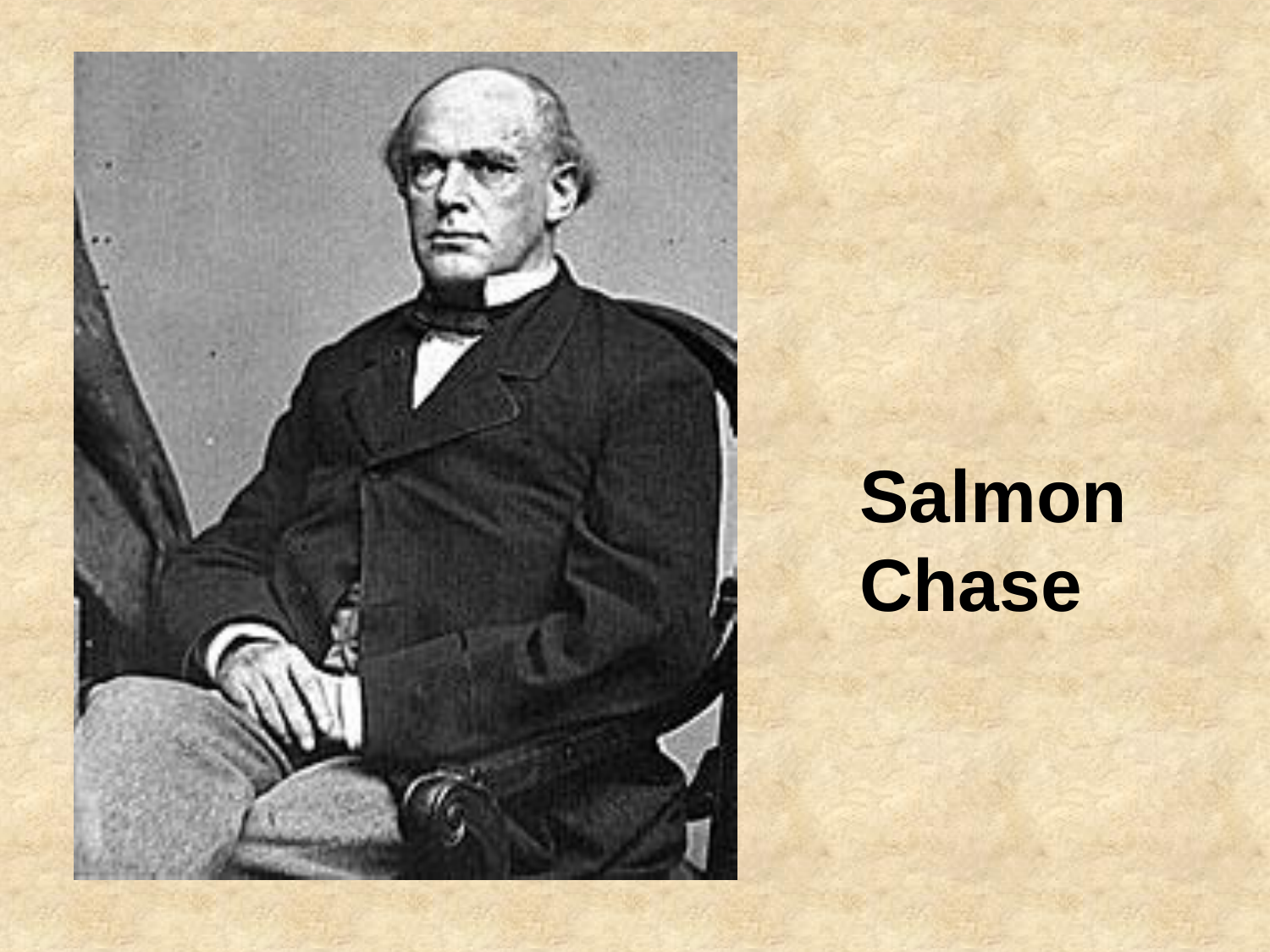**Salmon Chase**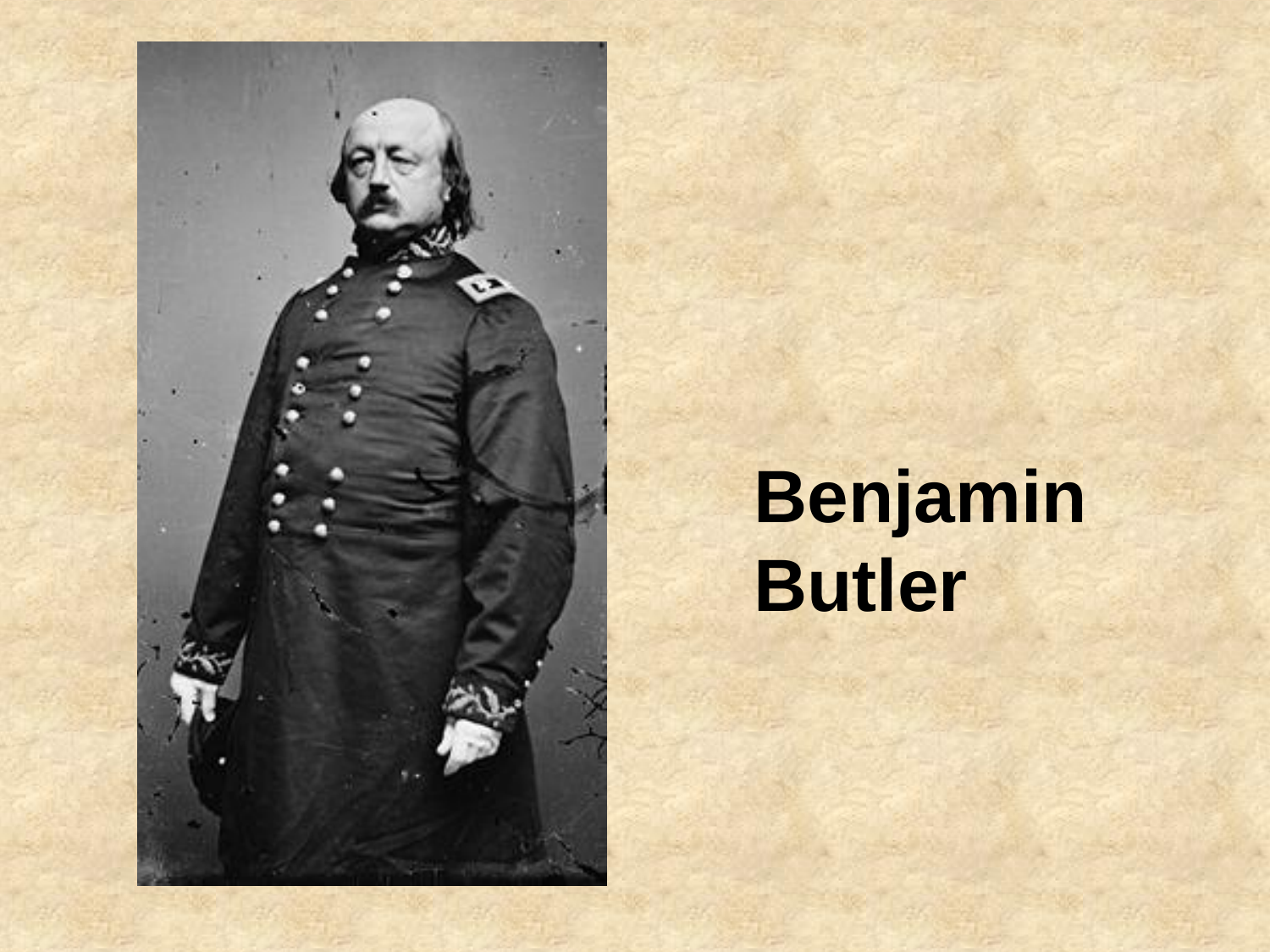**Benjamin Butler**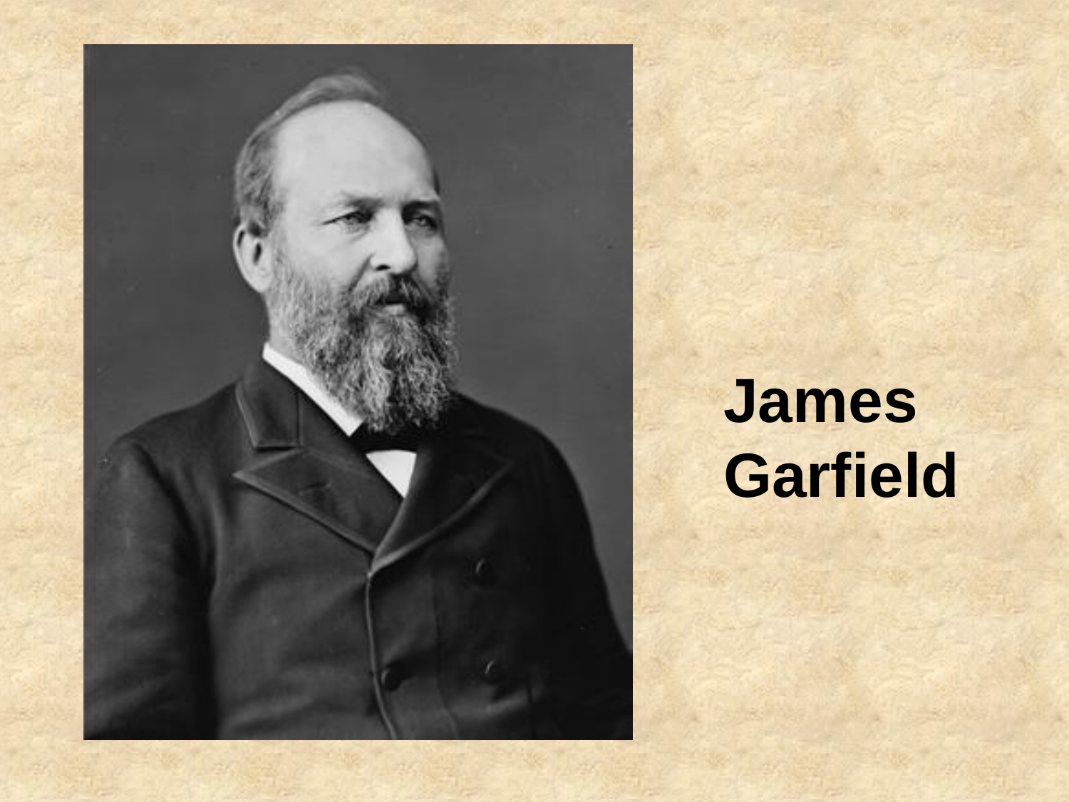**James Garfield**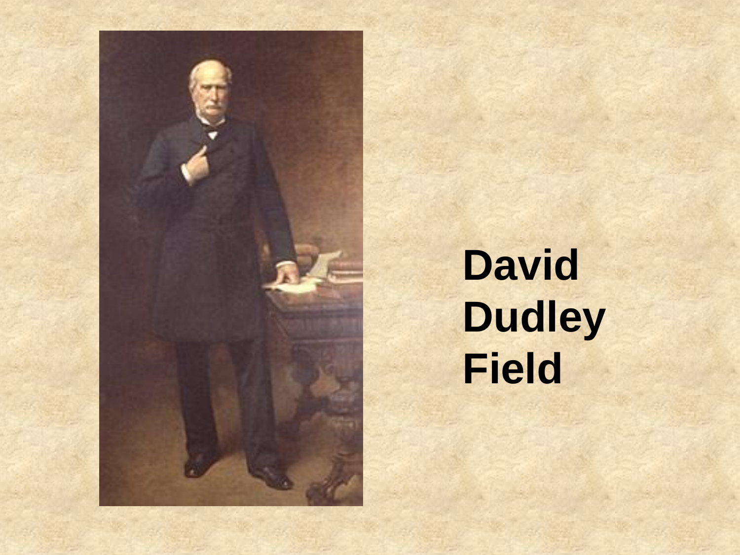**David Dudley Field**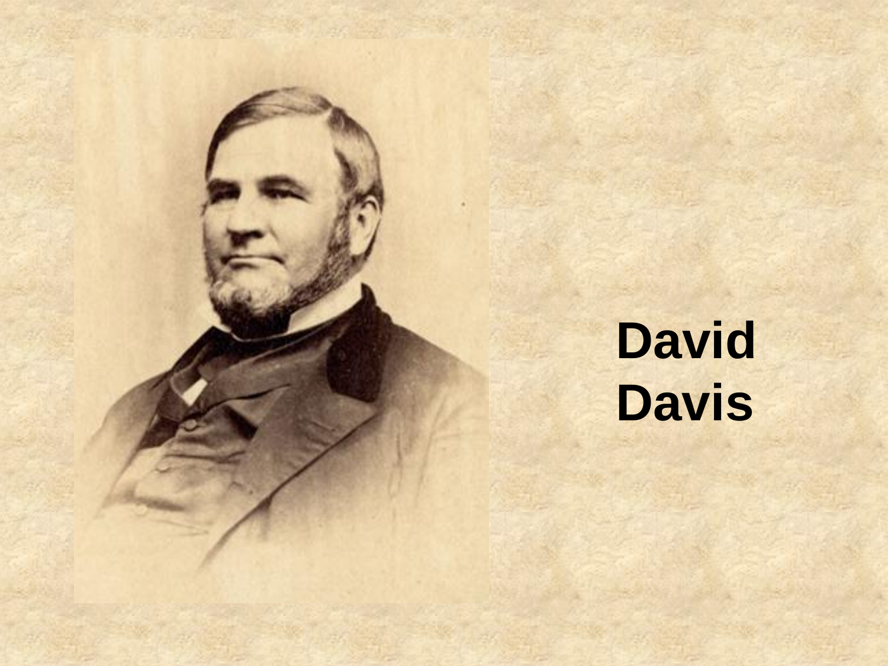**David Davis**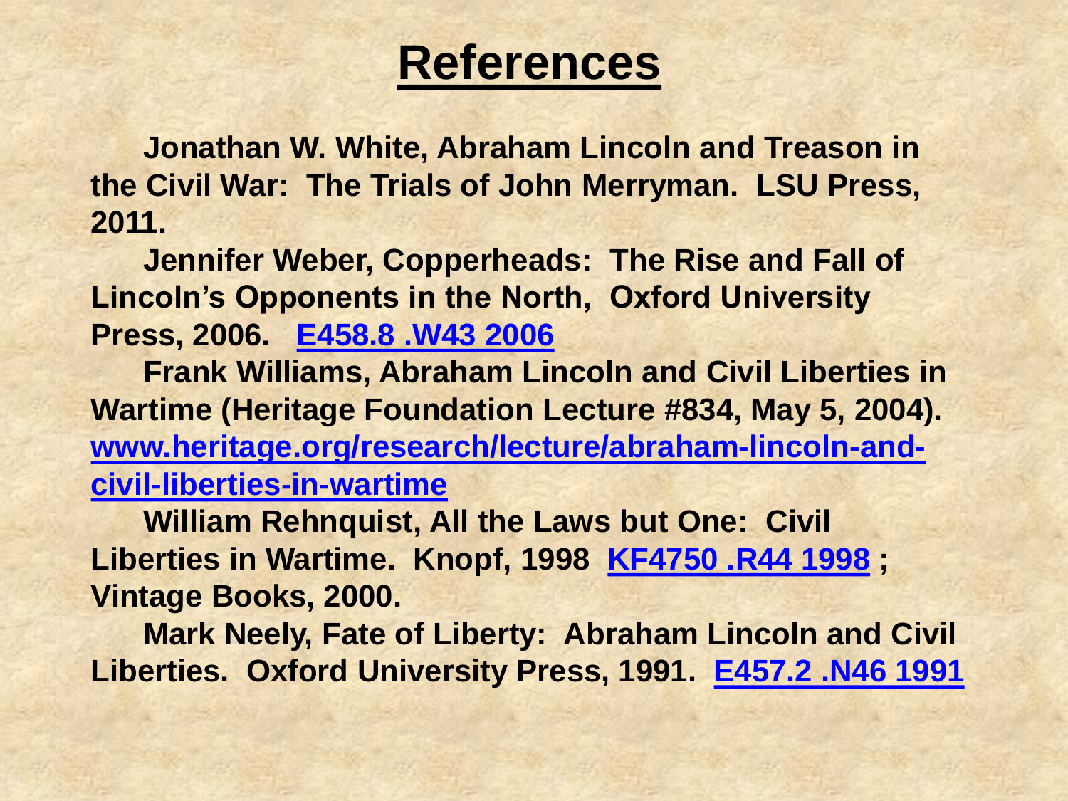# References

**Jonathan W. White, Abraham Lincoln and Treason in the Civil War: The Trials of John Merryman. LSU Press, 2011.**

**Jennifer Weber, Copperheads: The Rise and Fall of Lincoln's Opponents in the North, Oxford University Press, 2006. E458.8 .W43 2006**

**Frank Williams, Abraham Lincoln and Civil Liberties in Wartime (Heritage Foundation Lecture #834, May 5, 2004). www.heritage.org/research/lecture/abraham-lincoln-and-civil-liberties-in-wartime**

**William Rehnquist, All the Laws but One: Civil Liberties in Wartime. Knopf, 1998 KF4750 .R44 1998 ; Vintage Books, 2000.**

**Mark Neely, Fate of Liberty: Abraham Lincoln and Civil Liberties. Oxford University Press, 1991. E457.2 .N46 1991**